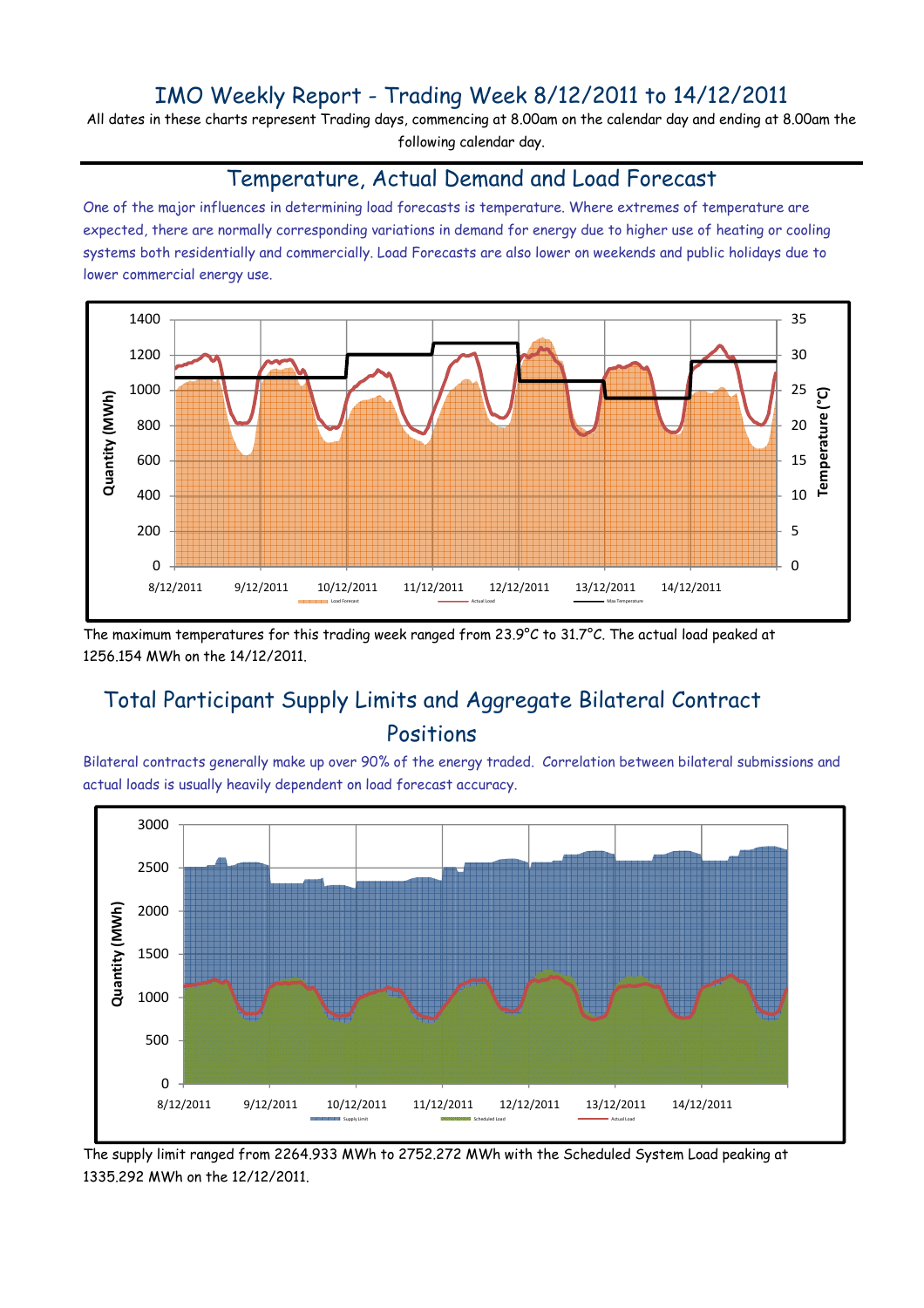# IMO Weekly Report - Trading Week 8/12/2011 to 14/12/2011

All dates in these charts represent Trading days, commencing at 8.00am on the calendar day and ending at 8.00am the following calendar day.

## Temperature, Actual Demand and Load Forecast

One of the major influences in determining load forecasts is temperature. Where extremes of temperature are expected, there are normally corresponding variations in demand for energy due to higher use of heating or cooling systems both residentially and commercially. Load Forecasts are also lower on weekends and public holidays due to lower commercial energy use.

The maximum temperatures for this trading week ranged from 23.9°C to 31.7°C. The actual load peaked at 1256.154 MWh on the 14/12/2011.

## Total Participant Supply Limits and Aggregate Bilateral Contract Positions

Bilateral contracts generally make up over 90% of the energy traded. Correlation between bilateral submissions and actual loads is usually heavily dependent on load forecast accuracy.

The supply limit ranged from 2264.933 MWh to 2752.272 MWh with the Scheduled System Load peaking at 1335.292 MWh on the 12/12/2011.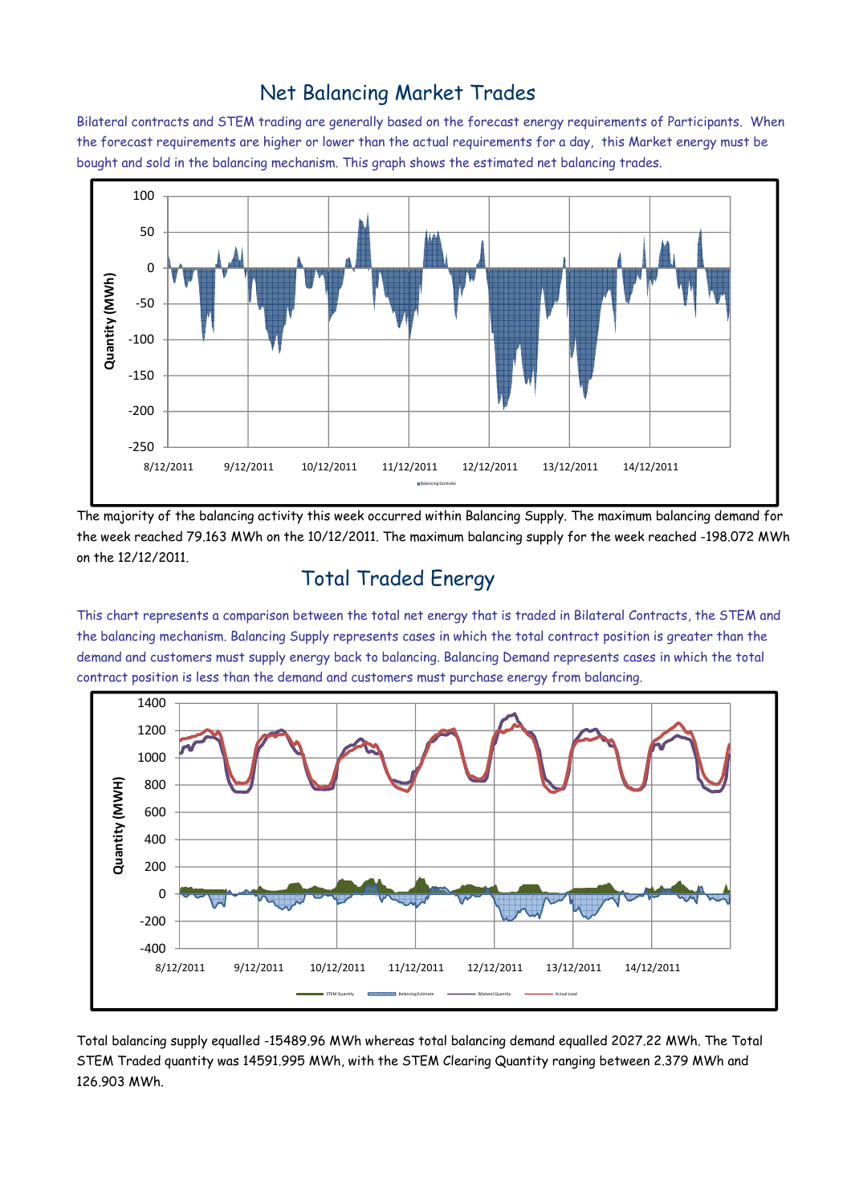## Net Balancing Market Trades

Bilateral contracts and STEM trading are generally based on the forecast energy requirements of Participants. When the forecast requirements are higher or lower than the actual requirements for a day, this Market energy must be bought and sold in the balancing mechanism. This graph shows the estimated net balancing trades.

The majority of the balancing activity this week occurred within Balancing Supply. The maximum balancing demand for the week reached 79.163 MWh on the 10/12/2011. The maximum balancing supply for the week reached -198.072 MWh on the 12/12/2011.

## Total Traded Energy

This chart represents a comparison between the total net energy that is traded in Bilateral Contracts, the STEM and the balancing mechanism. Balancing Supply represents cases in which the total contract position is greater than the demand and customers must supply energy back to balancing. Balancing Demand represents cases in which the total contract position is less than the demand and customers must purchase energy from balancing.

Total balancing supply equalled -15489.96 MWh whereas total balancing demand equalled 2027.22 MWh. The Total STEM Traded quantity was 14591.995 MWh, with the STEM Clearing Quantity ranging between 2.379 MWh and 126.903 MWh.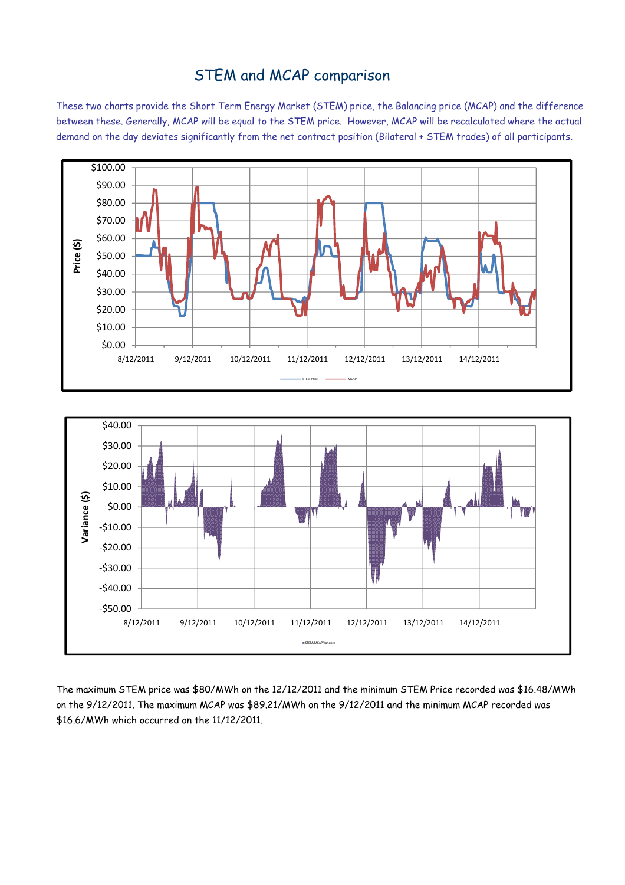# STEM and MCAP comparison

These two charts provide the Short Term Energy Market (STEM) price, the Balancing price (MCAP) and the difference between these. Generally, MCAP will be equal to the STEM price. However, MCAP will be recalculated where the actual demand on the day deviates significantly from the net contract position (Bilateral + STEM trades) of all participants.

Price ($)

$100.00
$90.00
$80.00
$70.00
$60.00
$50.00
$40.00
$30.00
$20.00
$10.00
$0.00

8/12/2011 9/12/2011 10/12/2011 11/12/2011 12/12/2011 13/12/2011 14/12/2011

STEM Price MCAP

Variance ($)

$40.00
$30.00
$20.00
$10.00
$0.00
-$10.00
-$20.00
-$30.00
-$40.00
-$50.00

8/12/2011 9/12/2011 10/12/2011 11/12/2011 12/12/2011 13/12/2011 14/12/2011

STEM/MCAP Variance

The maximum STEM price was $80/MWh on the 12/12/2011 and the minimum STEM Price recorded was $16.48/MWh on the 9/12/2011. The maximum MCAP was $89.21/MWh on the 9/12/2011 and the minimum MCAP recorded was $16.6/MWh which occurred on the 11/12/2011.